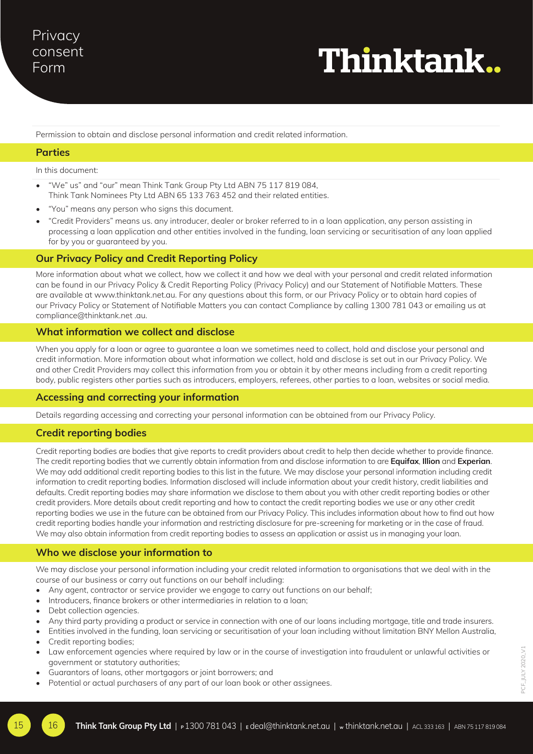# Privacy consent Form

# Thinktank..

Permission to obtain and disclose personal information and credit related information.

## Parties

In this document:

- "We" us" and "our" mean Think Tank Group Pty Ltd ABN 75 117 819 084, Think Tank Nominees Pty Ltd ABN 65 133 763 452 and their related entities.
- "You" means any person who signs this document.
- "Credit Providers" means us. any introducer, dealer or broker referred to in a loan application, any person assisting in processing a loan application and other entities involved in the funding, loan servicing or securitisation of any loan applied for by you or guaranteed by you.

## Our Privacy Policy and Credit Reporting Policy

More information about what we collect, how we collect it and how we deal with your personal and credit related information can be found in our Privacy Policy & Credit Reporting Policy (Privacy Policy) and our Statement of Notifiable Matters. These are available at www.thinktank.net.au. For any questions about this form, or our Privacy Policy or to obtain hard copies of our Privacy Policy or Statement of Notifiable Matters you can contact Compliance by calling 1300 781 043 or emailing us at compliance@thinktank.net .au.

## What information we collect and disclose

When you apply for a loan or agree to guarantee a loan we sometimes need to collect, hold and disclose your personal and credit information. More information about what information we collect, hold and disclose is set out in our Privacy Policy. We and other Credit Providers may collect this information from you or obtain it by other means including from a credit reporting body, public registers other parties such as introducers, employers, referees, other parties to a loan, websites or social media.

## Accessing and correcting your information

Details regarding accessing and correcting your personal information can be obtained from our Privacy Policy.

## Credit reporting bodies

Credit reporting bodies are bodies that give reports to credit providers about credit to help then decide whether to provide finance. The credit reporting bodies that we currently obtain information from and disclose information to are **Equifax**, **Illion** and **Experian**. We may add additional credit reporting bodies to this list in the future. We may disclose your personal information including credit information to credit reporting bodies. Information disclosed will include information about your credit history, credit liabilities and defaults. Credit reporting bodies may share information we disclose to them about you with other credit reporting bodies or other credit providers. More details about credit reporting and how to contact the credit reporting bodies we use or any other credit reporting bodies we use in the future can be obtained from our Privacy Policy. This includes information about how to find out how credit reporting bodies handle your information and restricting disclosure for pre-screening for marketing or in the case of fraud. We may also obtain information from credit reporting bodies to assess an application or assist us in managing your loan.

## Who we disclose your information to

We may disclose your personal information including your credit related information to organisations that we deal with in the course of our business or carry out functions on our behalf including:

- Any agent, contractor or service provider we engage to carry out functions on our behalf;
- Introducers, finance brokers or other intermediaries in relation to a loan;
- Debt collection agencies.
- Any third party providing a product or service in connection with one of our loans including mortgage, title and trade insurers.
- Entities involved in the funding, loan servicing or securitisation of your loan including without limitation BNY Mellon Australia,
- Credit reporting bodies;
- Law enforcement agencies where required by law or in the course of investigation into fraudulent or unlawful activities or government or statutory authorities;
- Guarantors of loans, other mortgagors or joint borrowers; and
- Potential or actual purchasers of any part of our loan book or other assignees.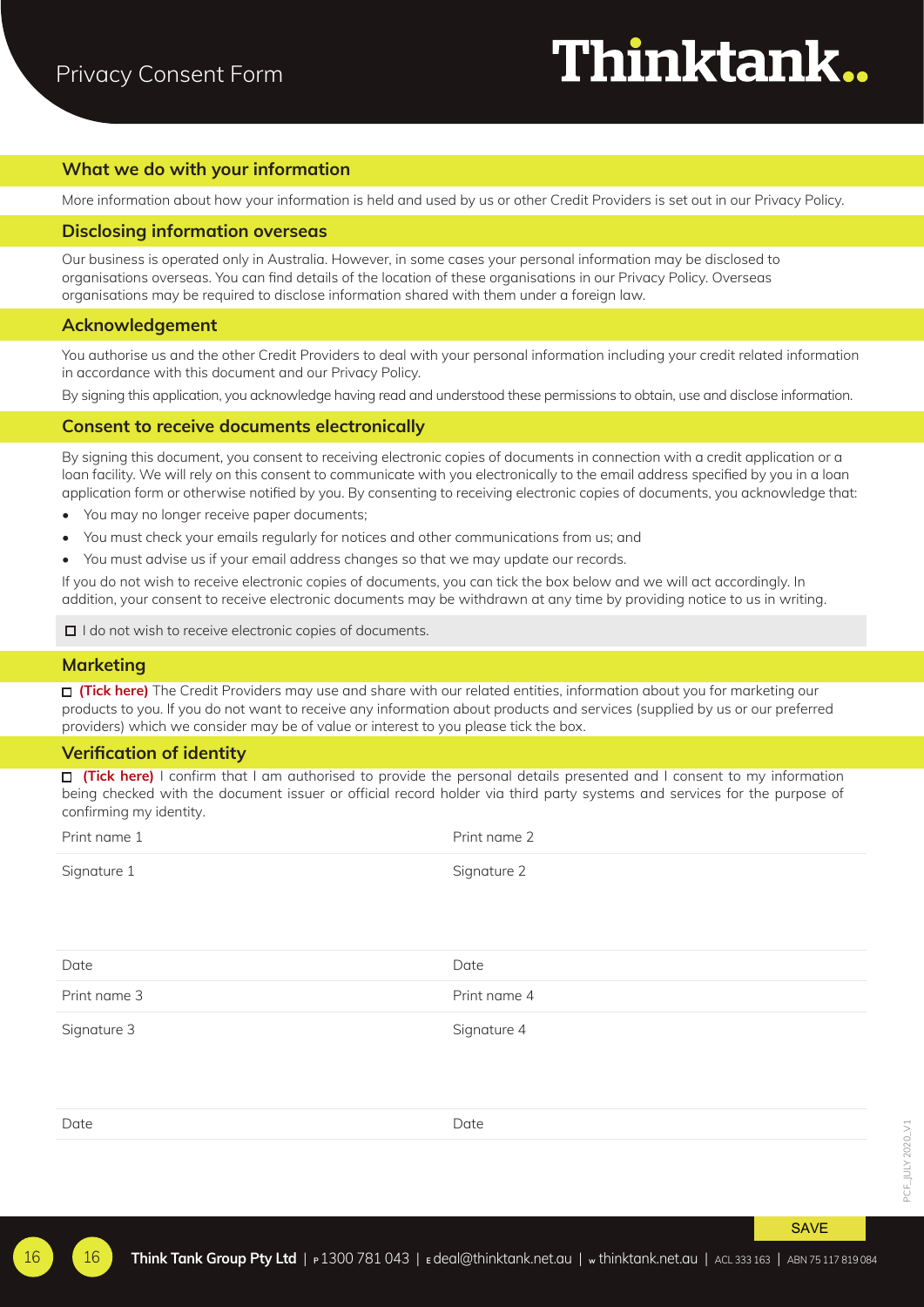Privacy Consent Form

# Thinktank..

## What we do with your information

More information about how your information is held and used by us or other Credit Providers is set out in our Privacy Policy.

## Disclosing information overseas

Our business is operated only in Australia. However, in some cases your personal information may be disclosed to organisations overseas. You can find details of the location of these organisations in our Privacy Policy. Overseas organisations may be required to disclose information shared with them under a foreign law.

## Acknowledgement

You authorise us and the other Credit Providers to deal with your personal information including your credit related information in accordance with this document and our Privacy Policy.

By signing this application, you acknowledge having read and understood these permissions to obtain, use and disclose information.

## Consent to receive documents electronically

By signing this document, you consent to receiving electronic copies of documents in connection with a credit application or a loan facility. We will rely on this consent to communicate with you electronically to the email address specified by you in a loan application form or otherwise notified by you. By consenting to receiving electronic copies of documents, you acknowledge that:

- You may no longer receive paper documents;
- You must check your emails regularly for notices and other communications from us; and
- You must advise us if your email address changes so that we may update our records.

If you do not wish to receive electronic copies of documents, you can tick the box below and we will act accordingly. In addition, your consent to receive electronic documents may be withdrawn at any time by providing notice to us in writing.

☐ I do not wish to receive electronic copies of documents.

## Marketing

☐ **(Tick here)** The Credit Providers may use and share with our related entities, information about you for marketing our products to you. If you do not want to receive any information about products and services (supplied by us or our preferred providers) which we consider may be of value or interest to you please tick the box.

## Verification of identity

☐ **(Tick here)** I confirm that I am authorised to provide the personal details presented and I consent to my information being checked with the document issuer or official record holder via third party systems and services for the purpose of confirming my identity.

| | |
|---|---|
| Print name 1 | Print name 2 |
| Signature 1 | Signature 2 |
| Date | Date |
| Print name 3 | Print name 4 |
| Signature 3 | Signature 4 |
| Date | Date |

PCF_JULY 2020_V1

SAVE

**Think Tank Group Pty Ltd** | P 1300 781 043 | E deal@thinktank.net.au | W thinktank.net.au | ACL 333 163 | ABN 75 117 819 084